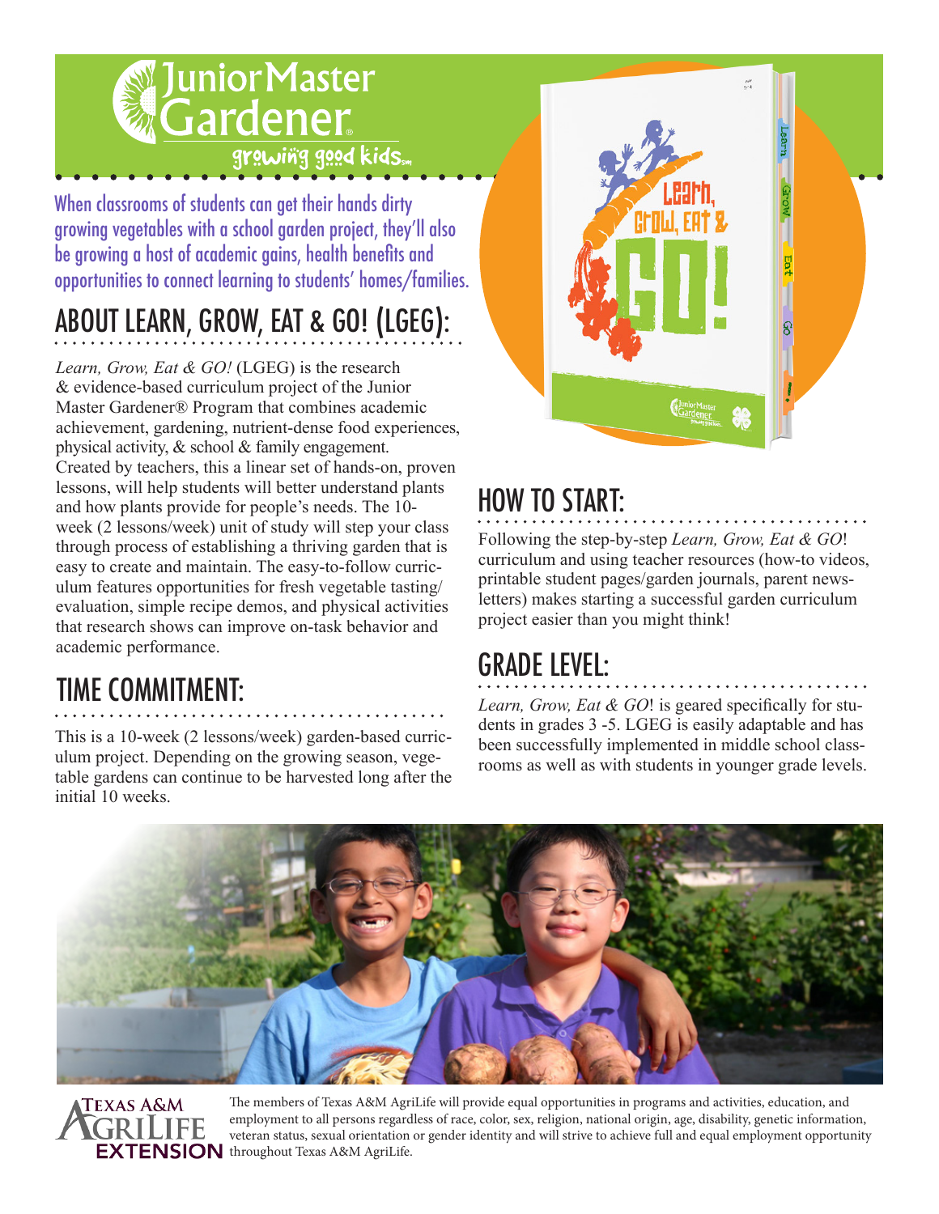# Junior Master Gardener

growing good kids

When classrooms of students can get their hands dirty growing vegetables with a school garden project, they'll also be growing a host of academic gains, health benefits and opportunities to connect learning to students' homes/families.

## ABOUT LEARN, GROW, EAT & GO! (LGEG):

*Learn, Grow, Eat & GO!* (LGEG) is the research & evidence-based curriculum project of the Junior Master Gardener® Program that combines academic achievement, gardening, nutrient-dense food experiences, physical activity, & school & family engagement. Created by teachers, this a linear set of hands-on, proven lessons, will help students will better understand plants and how plants provide for people's needs. The 10-week (2 lessons/week) unit of study will step your class through process of establishing a thriving garden that is easy to create and maintain. The easy-to-follow curriculum features opportunities for fresh vegetable tasting/evaluation, simple recipe demos, and physical activities that research shows can improve on-task behavior and academic performance.

## TIME COMMITMENT:

This is a 10-week (2 lessons/week) garden-based curriculum project. Depending on the growing season, vegetable gardens can continue to be harvested long after the initial 10 weeks.

## HOW TO START:

Following the step-by-step *Learn, Grow, Eat & GO*! curriculum and using teacher resources (how-to videos, printable student pages/garden journals, parent newsletters) makes starting a successful garden curriculum project easier than you might think!

## GRADE LEVEL:

*Learn, Grow, Eat & GO*! is geared specifically for students in grades 3 -5. LGEG is easily adaptable and has been successfully implemented in middle school classrooms as well as with students in younger grade levels.

Texas A&M AgriLife Extension

The members of Texas A&M AgriLife will provide equal opportunities in programs and activities, education, and employment to all persons regardless of race, color, sex, religion, national origin, age, disability, genetic information, veteran status, sexual orientation or gender identity and will strive to achieve full and equal employment opportunity throughout Texas A&M AgriLife.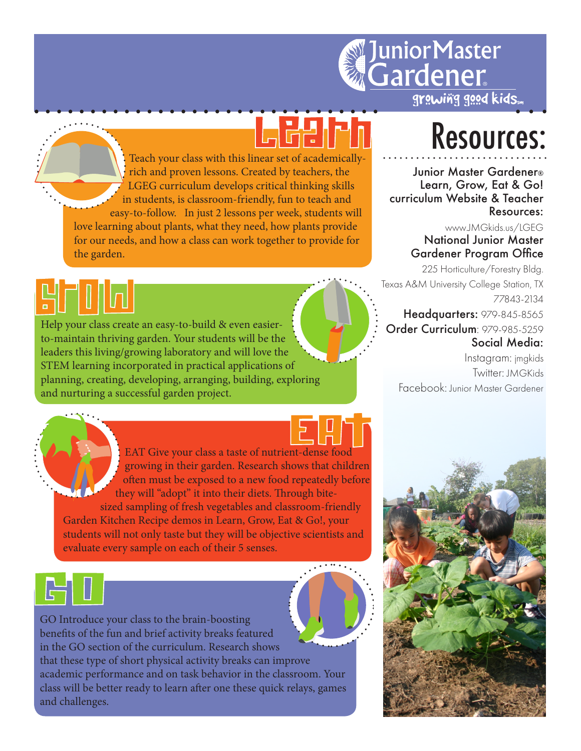Junior Master Gardener

growing good kids

## Learn

Teach your class with this linear set of academically-rich and proven lessons. Created by teachers, the LGEG curriculum develops critical thinking skills in students, is classroom-friendly, fun to teach and easy-to-follow. In just 2 lessons per week, students will love learning about plants, what they need, how plants provide for our needs, and how a class can work together to provide for the garden.

## Grow

Help your class create an easy-to-build & even easier-to-maintain thriving garden. Your students will be the leaders this living/growing laboratory and will love the STEM learning incorporated in practical applications of planning, creating, developing, arranging, building, exploring and nurturing a successful garden project.

## EAT

EAT Give your class a taste of nutrient-dense food growing in their garden. Research shows that children often must be exposed to a new food repeatedly before they will “adopt” it into their diets. Through bite-sized sampling of fresh vegetables and classroom-friendly Garden Kitchen Recipe demos in Learn, Grow, Eat & Go!, your students will not only taste but they will be objective scientists and evaluate every sample on each of their 5 senses.

## GO

GO Introduce your class to the brain-boosting benefits of the fun and brief activity breaks featured in the GO section of the curriculum. Research shows that these type of short physical activity breaks can improve academic performance and on task behavior in the classroom. Your class will be better ready to learn after one these quick relays, games and challenges.

## Resources:

**Junior Master Gardener® Learn, Grow, Eat & Go! curriculum Website & Teacher Resources:**

www.JMGkids.us/LGEG

**National Junior Master Gardener Program Office**

225 Horticulture/Forestry Bldg.
Texas A&M University College Station, TX 77843-2134

**Headquarters:** 979-845-8565

**Order Curriculum**: 979-985-5259

**Social Media:**

Instagram: jmgkids

Twitter: JMGKids

Facebook: Junior Master Gardener